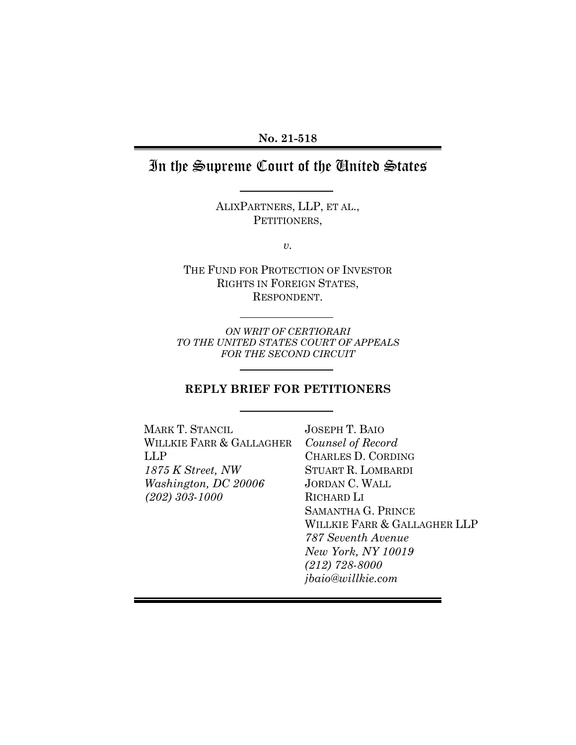**No. 21-518**

# In the Supreme Court of the United States

ALIXPARTNERS, LLP, ET AL.,
PETITIONERS,

*v.*

THE FUND FOR PROTECTION OF INVESTOR RIGHTS IN FOREIGN STATES,
RESPONDENT.

*ON WRIT OF CERTIORARI TO THE UNITED STATES COURT OF APPEALS FOR THE SECOND CIRCUIT*

## REPLY BRIEF FOR PETITIONERS

MARK T. STANCIL
WILLKIE FARR & GALLAGHER LLP
*1875 K Street, NW*
*Washington, DC 20006*
*(202) 303-1000*

JOSEPH T. BAIO
*Counsel of Record*
CHARLES D. CORDING
STUART R. LOMBARDI
JORDAN C. WALL
RICHARD LI
SAMANTHA G. PRINCE
WILLKIE FARR & GALLAGHER LLP
*787 Seventh Avenue*
*New York, NY 10019*
*(212) 728-8000*
*jbaio@willkie.com*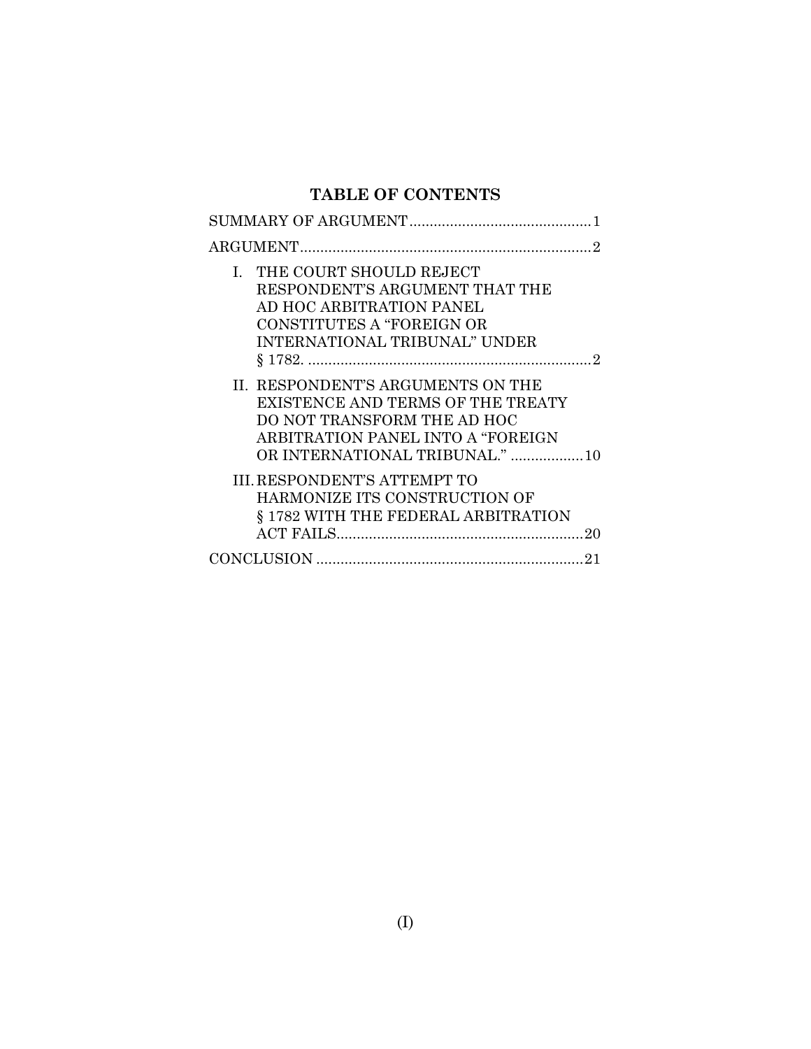## TABLE OF CONTENTS

SUMMARY OF ARGUMENT .......................................... 1

ARGUMENT .......................................... 2

I. THE COURT SHOULD REJECT RESPONDENT'S ARGUMENT THAT THE AD HOC ARBITRATION PANEL CONSTITUTES A "FOREIGN OR INTERNATIONAL TRIBUNAL" UNDER § 1782. .......................................... 2

II. RESPONDENT'S ARGUMENTS ON THE EXISTENCE AND TERMS OF THE TREATY DO NOT TRANSFORM THE AD HOC ARBITRATION PANEL INTO A "FOREIGN OR INTERNATIONAL TRIBUNAL." .................. 10

III. RESPONDENT'S ATTEMPT TO HARMONIZE ITS CONSTRUCTION OF § 1782 WITH THE FEDERAL ARBITRATION ACT FAILS .......................................... 20

CONCLUSION .......................................... 21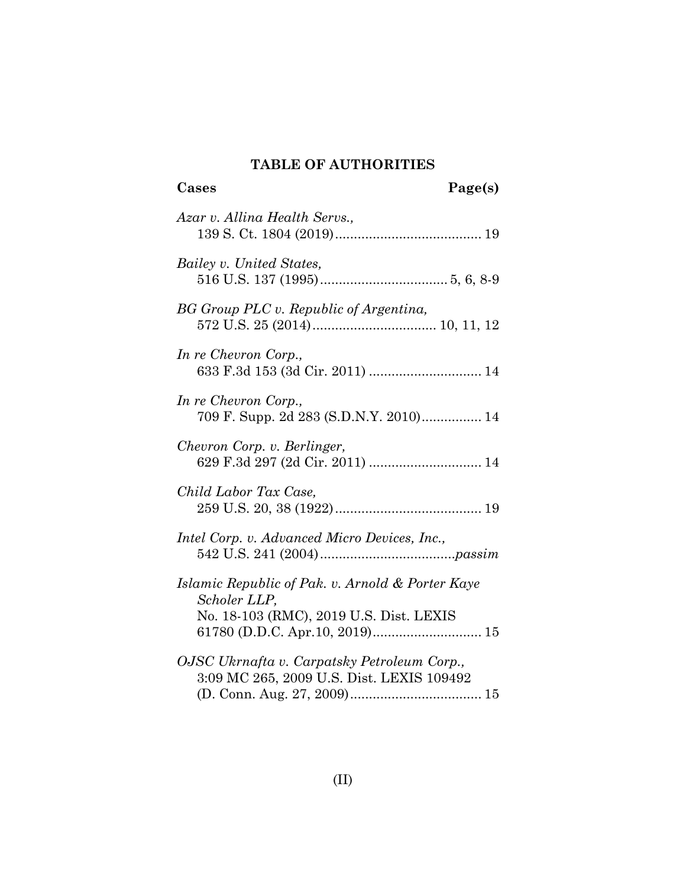## TABLE OF AUTHORITIES

**Cases** **Page(s)**

*Azar v. Allina Health Servs.*,
139 S. Ct. 1804 (2019) ........................................ 19

*Bailey v. United States*,
516 U.S. 137 (1995) .................................. 5, 6, 8-9

*BG Group PLC v. Republic of Argentina*,
572 U.S. 25 (2014) ................................. 10, 11, 12

*In re Chevron Corp.*,
633 F.3d 153 (3d Cir. 2011) .............................. 14

*In re Chevron Corp.*,
709 F. Supp. 2d 283 (S.D.N.Y. 2010)................ 14

*Chevron Corp. v. Berlinger*,
629 F.3d 297 (2d Cir. 2011) .............................. 14

*Child Labor Tax Case*,
259 U.S. 20, 38 (1922) ....................................... 19

*Intel Corp. v. Advanced Micro Devices, Inc.*,
542 U.S. 241 (2004) ....................................*passim*

*Islamic Republic of Pak. v. Arnold & Porter Kaye Scholer LLP*,
No. 18-103 (RMC), 2019 U.S. Dist. LEXIS 61780 (D.D.C. Apr.10, 2019)............................. 15

*OJSC Ukrnafta v. Carpatsky Petroleum Corp.*,
3:09 MC 265, 2009 U.S. Dist. LEXIS 109492 (D. Conn. Aug. 27, 2009).................................... 15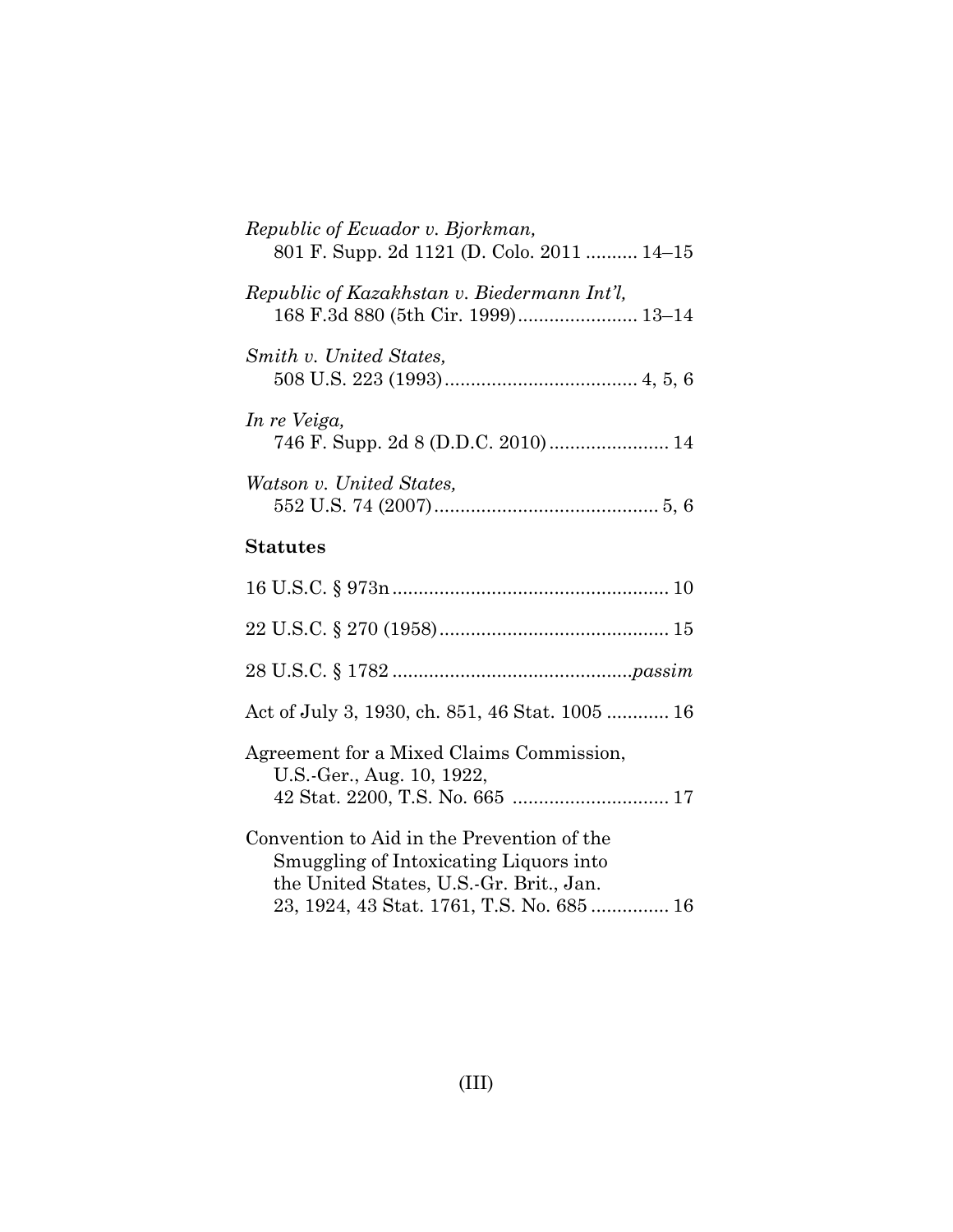*Republic of Ecuador v. Bjorkman*,
801 F. Supp. 2d 1121 (D. Colo. 2011 .......... 14–15

*Republic of Kazakhstan v. Biedermann Int'l*,
168 F.3d 880 (5th Cir. 1999)....................... 13–14

*Smith v. United States*,
508 U.S. 223 (1993)..................................... 4, 5, 6

*In re Veiga*,
746 F. Supp. 2d 8 (D.D.C. 2010)....................... 14

*Watson v. United States*,
552 U.S. 74 (2007)........................................... 5, 6

**Statutes**

16 U.S.C. § 973n..................................................... 10

22 U.S.C. § 270 (1958)............................................ 15

28 U.S.C. § 1782 .............................................*passim*

Act of July 3, 1930, ch. 851, 46 Stat. 1005 ............ 16

Agreement for a Mixed Claims Commission,
U.S.-Ger., Aug. 10, 1922,
42 Stat. 2200, T.S. No. 665 .............................. 17

Convention to Aid in the Prevention of the
Smuggling of Intoxicating Liquors into
the United States, U.S.-Gr. Brit., Jan.
23, 1924, 43 Stat. 1761, T.S. No. 685 ............... 16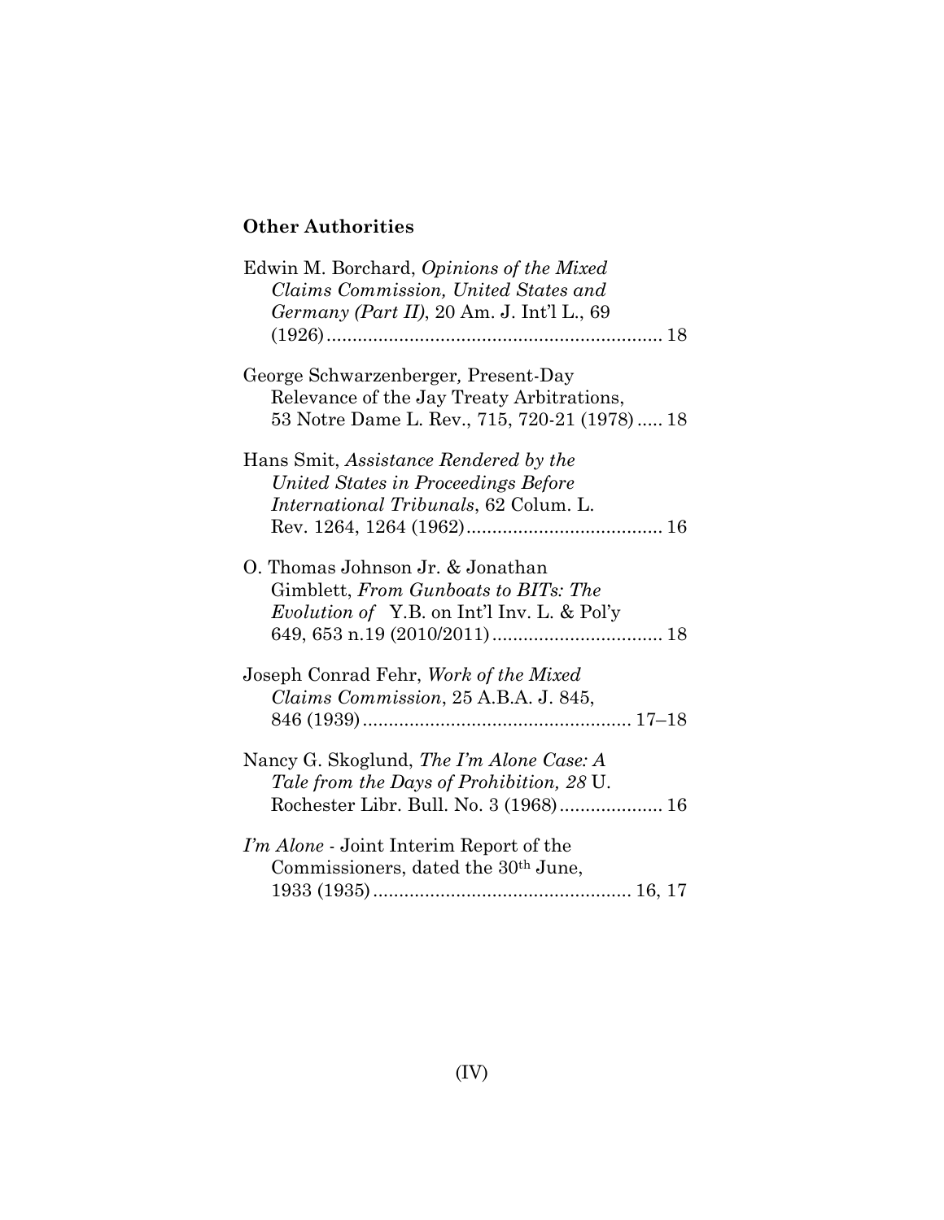**Other Authorities**

Edwin M. Borchard, *Opinions of the Mixed Claims Commission, United States and Germany (Part II)*, 20 Am. J. Int'l L., 69 (1926) ................................................................ 18

George Schwarzenberger*,* Present-Day Relevance of the Jay Treaty Arbitrations, 53 Notre Dame L. Rev., 715, 720-21 (1978) ..... 18

Hans Smit, *Assistance Rendered by the United States in Proceedings Before International Tribunals*, 62 Colum. L. Rev. 1264, 1264 (1962) ...................................... 16

O. Thomas Johnson Jr. & Jonathan Gimblett, *From Gunboats to BITs: The Evolution of* Y.B. on Int'l Inv. L. & Pol'y 649, 653 n.19 (2010/2011) ................................. 18

Joseph Conrad Fehr, *Work of the Mixed Claims Commission*, 25 A.B.A. J. 845, 846 (1939) .................................................... 17–18

Nancy G. Skoglund, *The I'm Alone Case: A Tale from the Days of Prohibition, 28* U. Rochester Libr. Bull. No. 3 (1968) .................... 16

*I'm Alone* - Joint Interim Report of the Commissioners, dated the 30th June, 1933 (1935) .................................................. 16, 17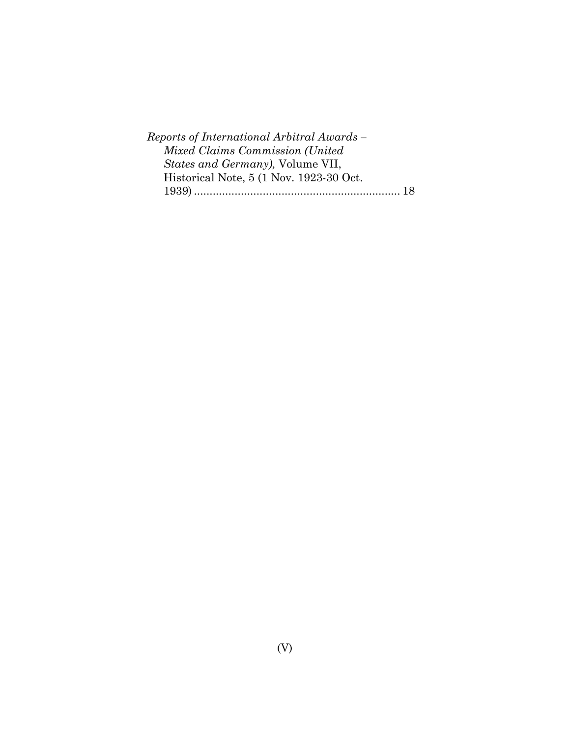*Reports of International Arbitral Awards – Mixed Claims Commission (United States and Germany),* Volume VII, Historical Note, 5 (1 Nov. 1923-30 Oct. 1939) .................................................................. 18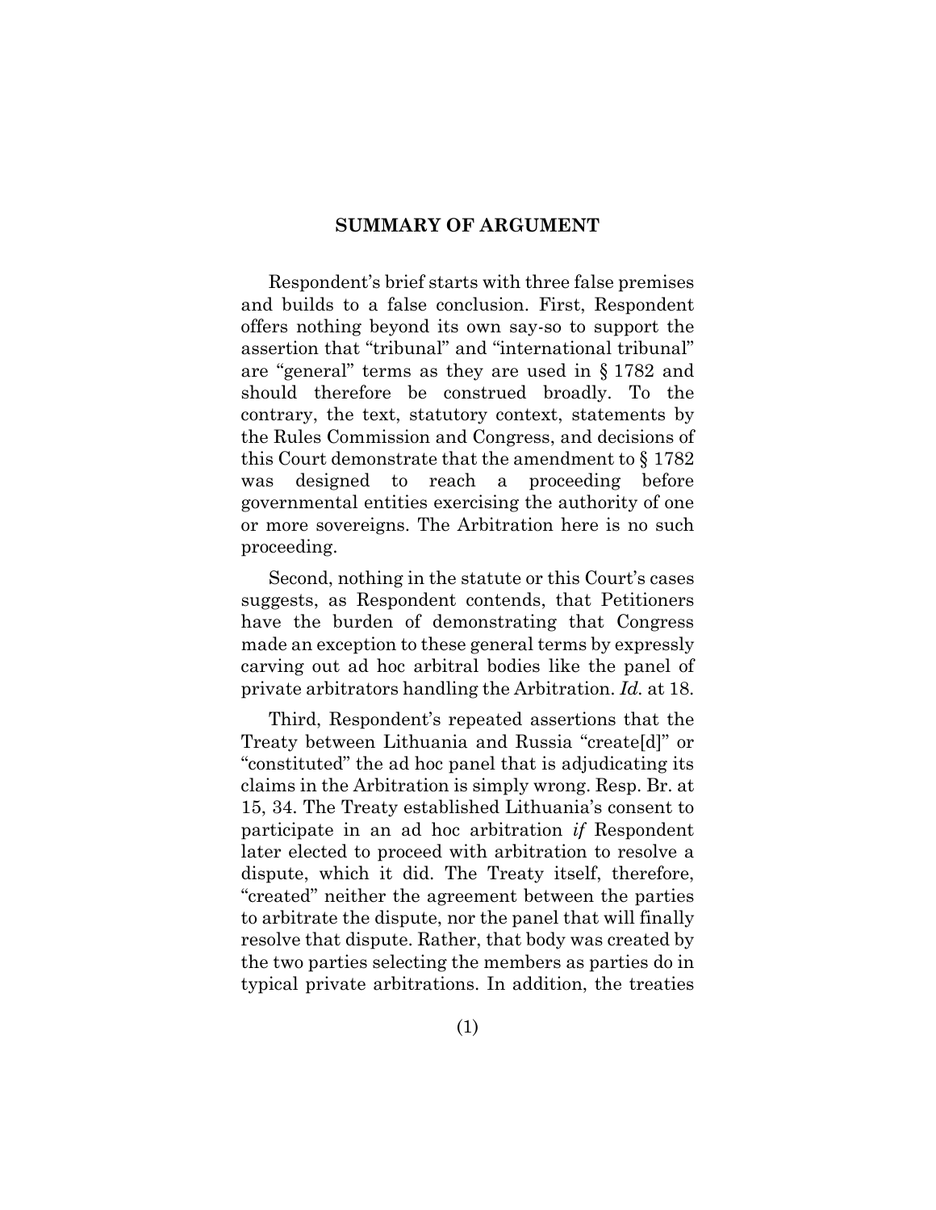## SUMMARY OF ARGUMENT

Respondent's brief starts with three false premises and builds to a false conclusion. First, Respondent offers nothing beyond its own say-so to support the assertion that "tribunal" and "international tribunal" are "general" terms as they are used in § 1782 and should therefore be construed broadly. To the contrary, the text, statutory context, statements by the Rules Commission and Congress, and decisions of this Court demonstrate that the amendment to § 1782 was designed to reach a proceeding before governmental entities exercising the authority of one or more sovereigns. The Arbitration here is no such proceeding.

Second, nothing in the statute or this Court's cases suggests, as Respondent contends, that Petitioners have the burden of demonstrating that Congress made an exception to these general terms by expressly carving out ad hoc arbitral bodies like the panel of private arbitrators handling the Arbitration. *Id.* at 18.

Third, Respondent's repeated assertions that the Treaty between Lithuania and Russia "create[d]" or "constituted" the ad hoc panel that is adjudicating its claims in the Arbitration is simply wrong. Resp. Br. at 15, 34. The Treaty established Lithuania's consent to participate in an ad hoc arbitration *if* Respondent later elected to proceed with arbitration to resolve a dispute, which it did. The Treaty itself, therefore, "created" neither the agreement between the parties to arbitrate the dispute, nor the panel that will finally resolve that dispute. Rather, that body was created by the two parties selecting the members as parties do in typical private arbitrations. In addition, the treaties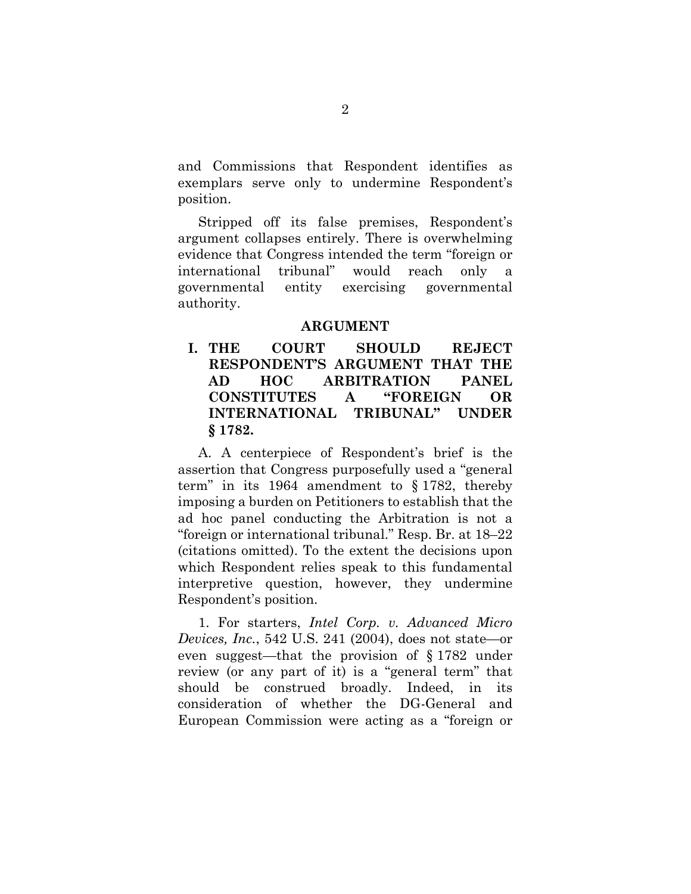and Commissions that Respondent identifies as exemplars serve only to undermine Respondent's position.

Stripped off its false premises, Respondent's argument collapses entirely. There is overwhelming evidence that Congress intended the term "foreign or international tribunal" would reach only a governmental entity exercising governmental authority.

## ARGUMENT

### I. THE COURT SHOULD REJECT RESPONDENT'S ARGUMENT THAT THE AD HOC ARBITRATION PANEL CONSTITUTES A "FOREIGN OR INTERNATIONAL TRIBUNAL" UNDER § 1782.

A. A centerpiece of Respondent's brief is the assertion that Congress purposefully used a "general term" in its 1964 amendment to § 1782, thereby imposing a burden on Petitioners to establish that the ad hoc panel conducting the Arbitration is not a "foreign or international tribunal." Resp. Br. at 18–22 (citations omitted). To the extent the decisions upon which Respondent relies speak to this fundamental interpretive question, however, they undermine Respondent's position.

1. For starters, *Intel Corp. v. Advanced Micro Devices, Inc.*, 542 U.S. 241 (2004), does not state—or even suggest—that the provision of § 1782 under review (or any part of it) is a "general term" that should be construed broadly. Indeed, in its consideration of whether the DG-General and European Commission were acting as a "foreign or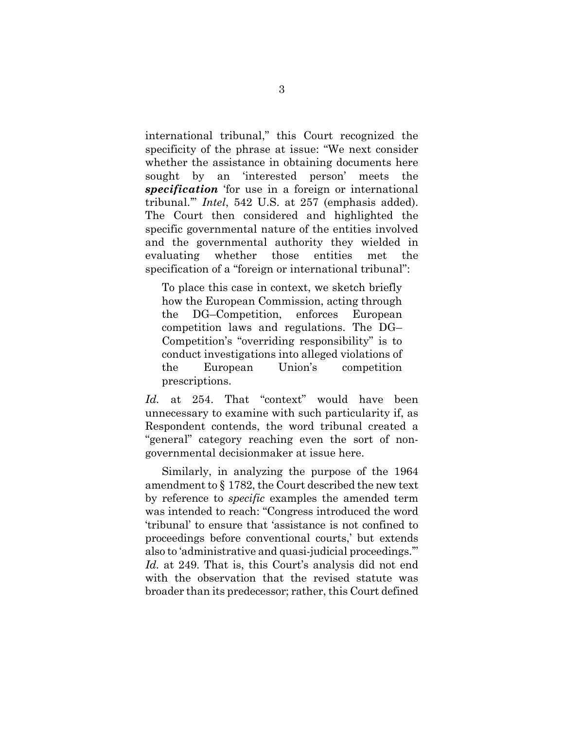international tribunal," this Court recognized the specificity of the phrase at issue: "We next consider whether the assistance in obtaining documents here sought by an 'interested person' meets the ***specification*** 'for use in a foreign or international tribunal.'" *Intel*, 542 U.S. at 257 (emphasis added). The Court then considered and highlighted the specific governmental nature of the entities involved and the governmental authority they wielded in evaluating whether those entities met the specification of a "foreign or international tribunal":

> To place this case in context, we sketch briefly how the European Commission, acting through the DG–Competition, enforces European competition laws and regulations. The DG–Competition's "overriding responsibility" is to conduct investigations into alleged violations of the European Union's competition prescriptions.

*Id.* at 254. That "context" would have been unnecessary to examine with such particularity if, as Respondent contends, the word tribunal created a "general" category reaching even the sort of non-governmental decisionmaker at issue here.

Similarly, in analyzing the purpose of the 1964 amendment to § 1782, the Court described the new text by reference to *specific* examples the amended term was intended to reach: "Congress introduced the word 'tribunal' to ensure that 'assistance is not confined to proceedings before conventional courts,' but extends also to 'administrative and quasi-judicial proceedings.'" *Id.* at 249. That is, this Court's analysis did not end with the observation that the revised statute was broader than its predecessor; rather, this Court defined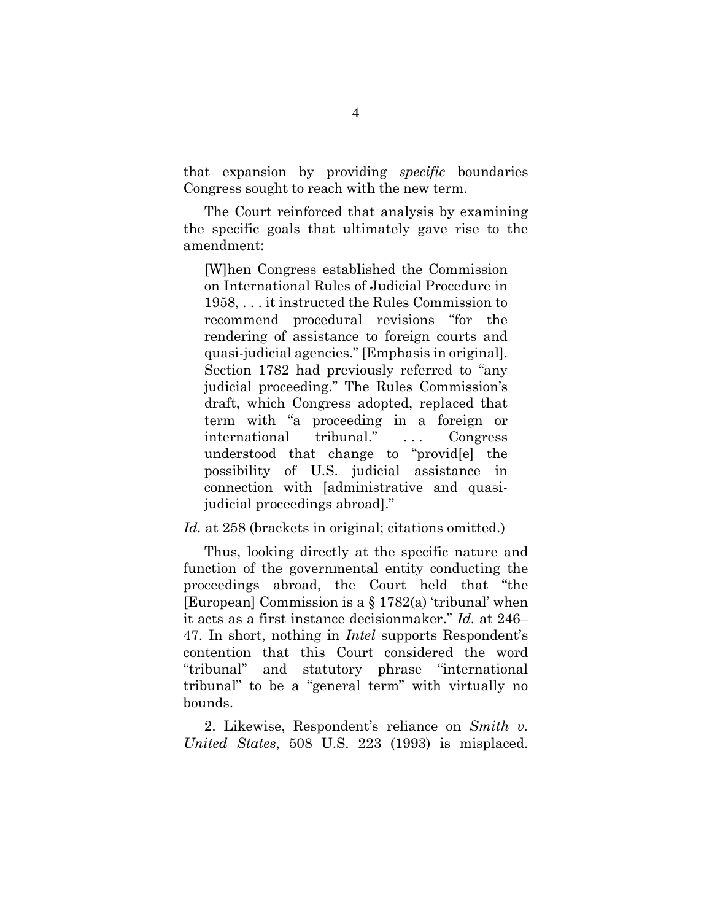that expansion by providing *specific* boundaries Congress sought to reach with the new term.

The Court reinforced that analysis by examining the specific goals that ultimately gave rise to the amendment:

> [W]hen Congress established the Commission on International Rules of Judicial Procedure in 1958, . . . it instructed the Rules Commission to recommend procedural revisions "for the rendering of assistance to foreign courts and quasi-judicial agencies." [Emphasis in original]. Section 1782 had previously referred to "any judicial proceeding." The Rules Commission's draft, which Congress adopted, replaced that term with "a proceeding in a foreign or international tribunal." . . . Congress understood that change to "provid[e] the possibility of U.S. judicial assistance in connection with [administrative and quasi-judicial proceedings abroad]."

*Id.* at 258 (brackets in original; citations omitted.)

Thus, looking directly at the specific nature and function of the governmental entity conducting the proceedings abroad, the Court held that "the [European] Commission is a § 1782(a) 'tribunal' when it acts as a first instance decisionmaker." *Id.* at 246–47. In short, nothing in *Intel* supports Respondent's contention that this Court considered the word "tribunal" and statutory phrase "international tribunal" to be a "general term" with virtually no bounds.

2. Likewise, Respondent's reliance on *Smith v. United States*, 508 U.S. 223 (1993) is misplaced.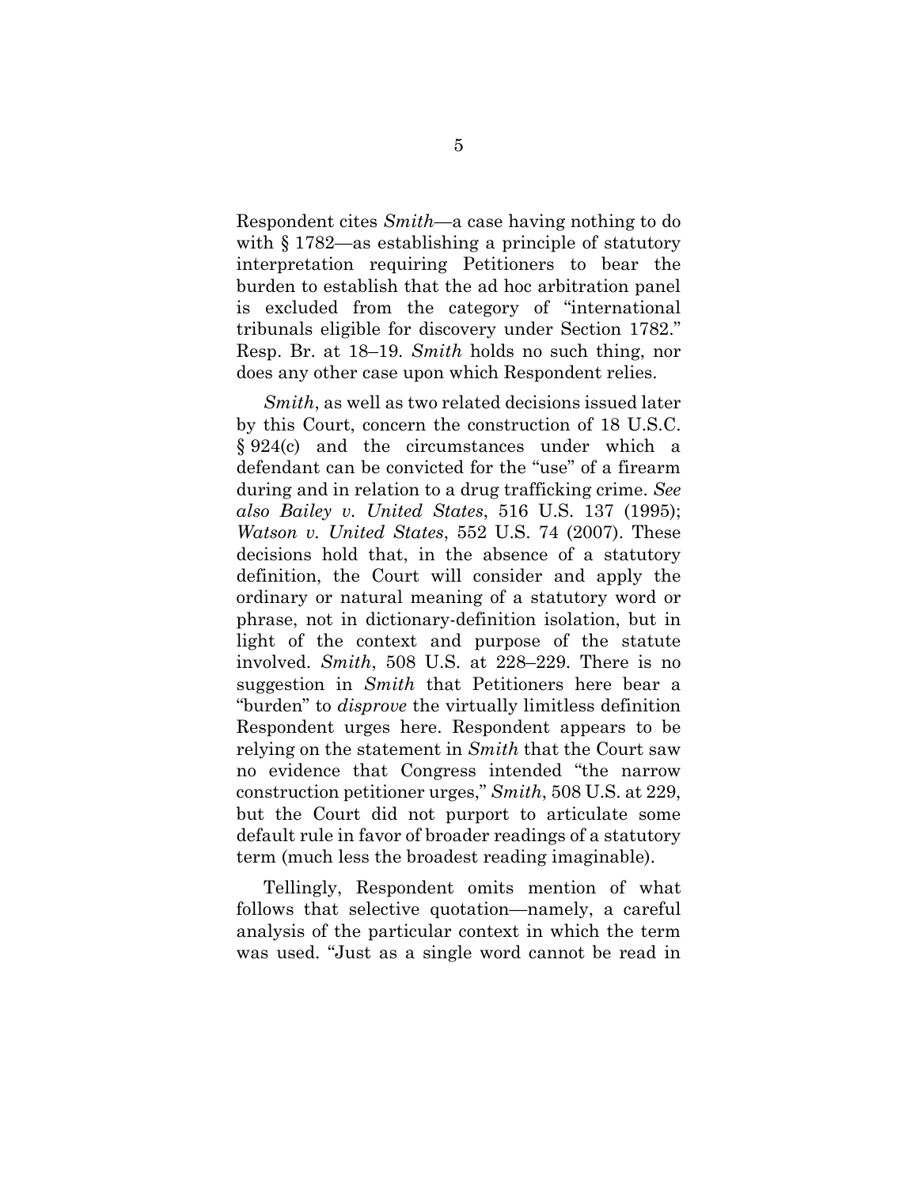Respondent cites *Smith*—a case having nothing to do with § 1782—as establishing a principle of statutory interpretation requiring Petitioners to bear the burden to establish that the ad hoc arbitration panel is excluded from the category of "international tribunals eligible for discovery under Section 1782." Resp. Br. at 18–19. *Smith* holds no such thing, nor does any other case upon which Respondent relies.

*Smith*, as well as two related decisions issued later by this Court, concern the construction of 18 U.S.C. § 924(c) and the circumstances under which a defendant can be convicted for the "use" of a firearm during and in relation to a drug trafficking crime. *See also Bailey v. United States*, 516 U.S. 137 (1995); *Watson v. United States*, 552 U.S. 74 (2007). These decisions hold that, in the absence of a statutory definition, the Court will consider and apply the ordinary or natural meaning of a statutory word or phrase, not in dictionary-definition isolation, but in light of the context and purpose of the statute involved. *Smith*, 508 U.S. at 228–229. There is no suggestion in *Smith* that Petitioners here bear a "burden" to *disprove* the virtually limitless definition Respondent urges here. Respondent appears to be relying on the statement in *Smith* that the Court saw no evidence that Congress intended "the narrow construction petitioner urges," *Smith*, 508 U.S. at 229, but the Court did not purport to articulate some default rule in favor of broader readings of a statutory term (much less the broadest reading imaginable).

Tellingly, Respondent omits mention of what follows that selective quotation—namely, a careful analysis of the particular context in which the term was used. "Just as a single word cannot be read in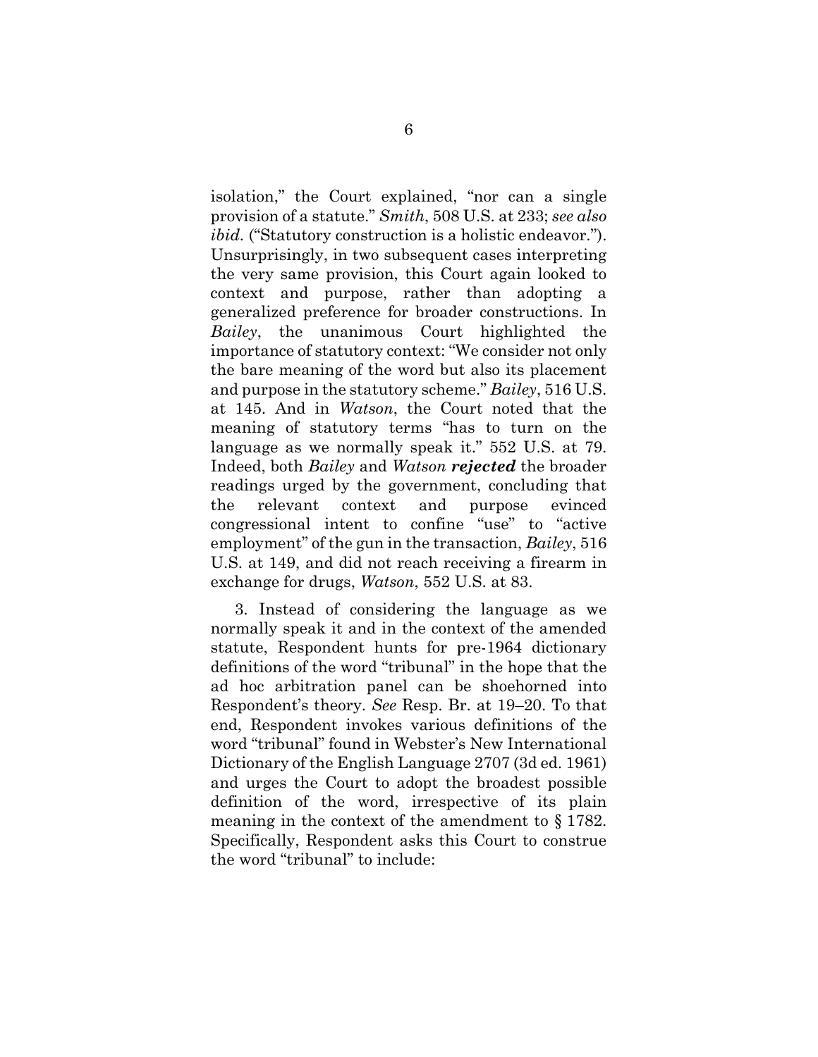isolation," the Court explained, "nor can a single provision of a statute." *Smith*, 508 U.S. at 233; *see also ibid.* ("Statutory construction is a holistic endeavor."). Unsurprisingly, in two subsequent cases interpreting the very same provision, this Court again looked to context and purpose, rather than adopting a generalized preference for broader constructions. In *Bailey*, the unanimous Court highlighted the importance of statutory context: "We consider not only the bare meaning of the word but also its placement and purpose in the statutory scheme." *Bailey*, 516 U.S. at 145. And in *Watson*, the Court noted that the meaning of statutory terms "has to turn on the language as we normally speak it." 552 U.S. at 79. Indeed, both *Bailey* and *Watson* ***rejected*** the broader readings urged by the government, concluding that the relevant context and purpose evinced congressional intent to confine "use" to "active employment" of the gun in the transaction, *Bailey*, 516 U.S. at 149, and did not reach receiving a firearm in exchange for drugs, *Watson*, 552 U.S. at 83.

3. Instead of considering the language as we normally speak it and in the context of the amended statute, Respondent hunts for pre-1964 dictionary definitions of the word "tribunal" in the hope that the ad hoc arbitration panel can be shoehorned into Respondent's theory. *See* Resp. Br. at 19–20. To that end, Respondent invokes various definitions of the word "tribunal" found in Webster's New International Dictionary of the English Language 2707 (3d ed. 1961) and urges the Court to adopt the broadest possible definition of the word, irrespective of its plain meaning in the context of the amendment to § 1782. Specifically, Respondent asks this Court to construe the word "tribunal" to include: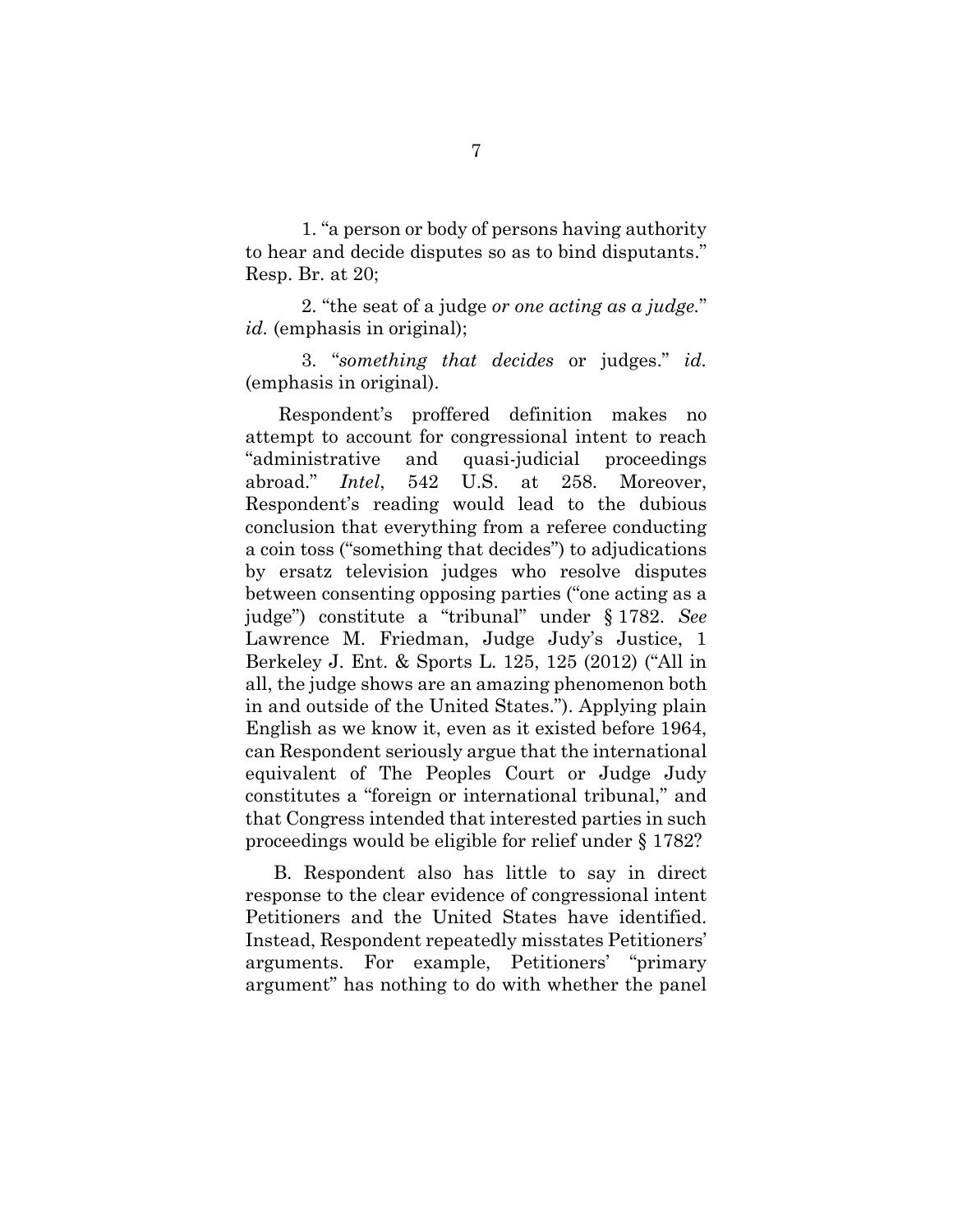1. "a person or body of persons having authority to hear and decide disputes so as to bind disputants." Resp. Br. at 20;

2. "the seat of a judge *or one acting as a judge.*" *id.* (emphasis in original);

3. "*something that decides* or judges." *id.* (emphasis in original).

Respondent's proffered definition makes no attempt to account for congressional intent to reach "administrative and quasi-judicial proceedings abroad." *Intel*, 542 U.S. at 258. Moreover, Respondent's reading would lead to the dubious conclusion that everything from a referee conducting a coin toss ("something that decides") to adjudications by ersatz television judges who resolve disputes between consenting opposing parties ("one acting as a judge") constitute a "tribunal" under § 1782. *See* Lawrence M. Friedman, Judge Judy's Justice, 1 Berkeley J. Ent. & Sports L. 125, 125 (2012) ("All in all, the judge shows are an amazing phenomenon both in and outside of the United States."). Applying plain English as we know it, even as it existed before 1964, can Respondent seriously argue that the international equivalent of The Peoples Court or Judge Judy constitutes a "foreign or international tribunal," and that Congress intended that interested parties in such proceedings would be eligible for relief under § 1782?

B. Respondent also has little to say in direct response to the clear evidence of congressional intent Petitioners and the United States have identified. Instead, Respondent repeatedly misstates Petitioners' arguments. For example, Petitioners' "primary argument" has nothing to do with whether the panel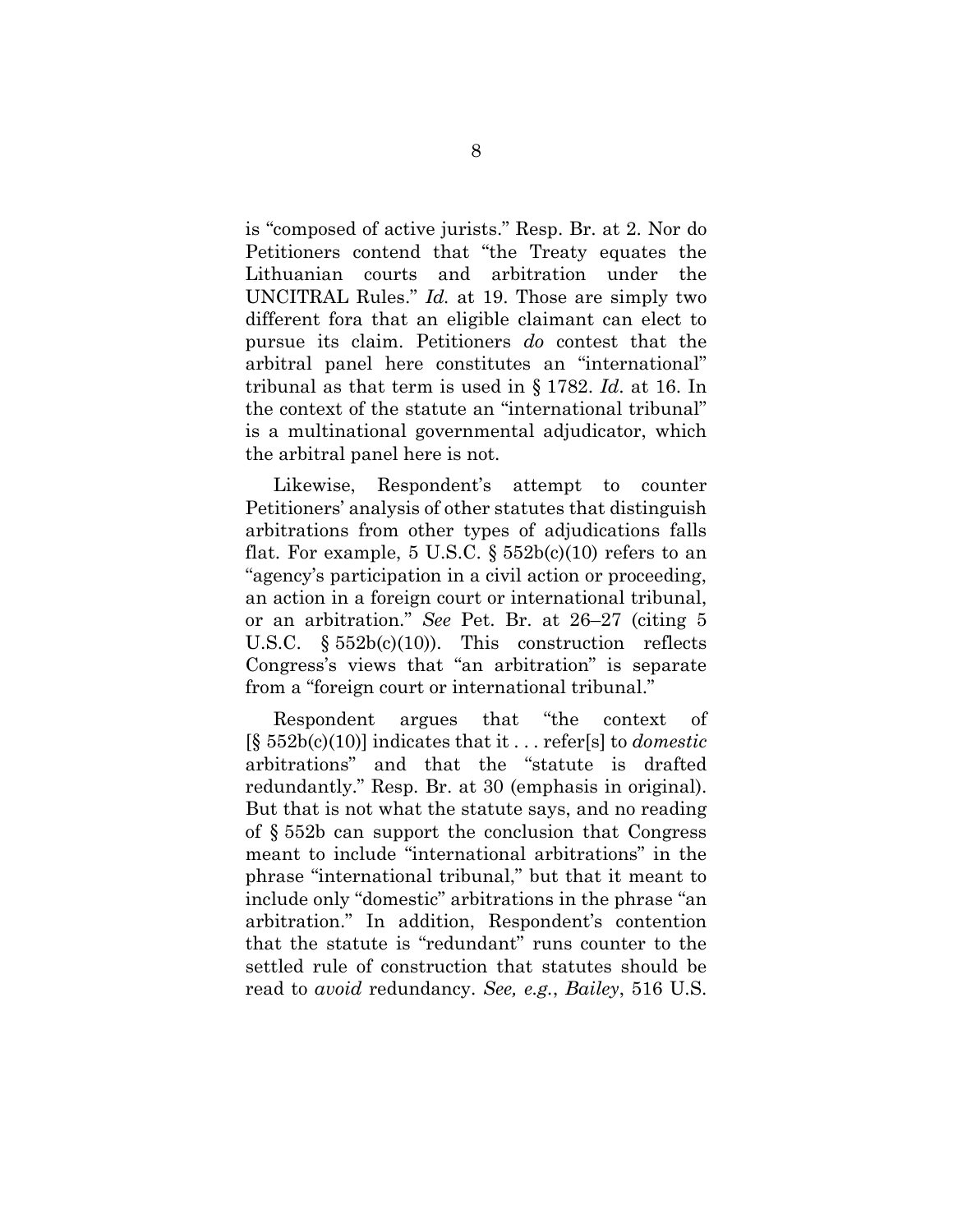is "composed of active jurists." Resp. Br. at 2. Nor do Petitioners contend that "the Treaty equates the Lithuanian courts and arbitration under the UNCITRAL Rules." *Id.* at 19. Those are simply two different fora that an eligible claimant can elect to pursue its claim. Petitioners *do* contest that the arbitral panel here constitutes an "international" tribunal as that term is used in § 1782. *Id*. at 16. In the context of the statute an "international tribunal" is a multinational governmental adjudicator, which the arbitral panel here is not.

Likewise, Respondent's attempt to counter Petitioners' analysis of other statutes that distinguish arbitrations from other types of adjudications falls flat. For example, 5 U.S.C. § 552b(c)(10) refers to an "agency's participation in a civil action or proceeding, an action in a foreign court or international tribunal, or an arbitration." *See* Pet. Br. at 26–27 (citing 5 U.S.C. § 552b(c)(10)). This construction reflects Congress's views that "an arbitration" is separate from a "foreign court or international tribunal."

Respondent argues that "the context of [§ 552b(c)(10)] indicates that it . . . refer[s] to *domestic* arbitrations" and that the "statute is drafted redundantly." Resp. Br. at 30 (emphasis in original). But that is not what the statute says, and no reading of § 552b can support the conclusion that Congress meant to include "international arbitrations" in the phrase "international tribunal," but that it meant to include only "domestic" arbitrations in the phrase "an arbitration." In addition, Respondent's contention that the statute is "redundant" runs counter to the settled rule of construction that statutes should be read to *avoid* redundancy. *See, e.g.*, *Bailey*, 516 U.S.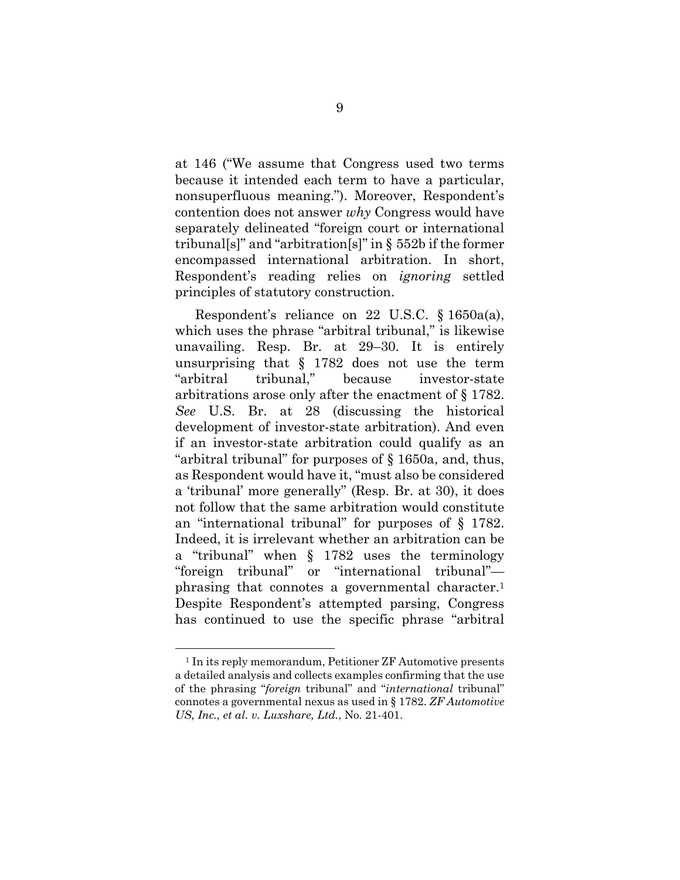at 146 ("We assume that Congress used two terms because it intended each term to have a particular, nonsuperfluous meaning."). Moreover, Respondent's contention does not answer *why* Congress would have separately delineated "foreign court or international tribunal[s]" and "arbitration[s]" in § 552b if the former encompassed international arbitration. In short, Respondent's reading relies on *ignoring* settled principles of statutory construction.

Respondent's reliance on 22 U.S.C. § 1650a(a), which uses the phrase "arbitral tribunal," is likewise unavailing. Resp. Br. at 29–30. It is entirely unsurprising that § 1782 does not use the term "arbitral tribunal," because investor-state arbitrations arose only after the enactment of § 1782. *See* U.S. Br. at 28 (discussing the historical development of investor-state arbitration). And even if an investor-state arbitration could qualify as an "arbitral tribunal" for purposes of § 1650a, and, thus, as Respondent would have it, "must also be considered a 'tribunal' more generally" (Resp. Br. at 30), it does not follow that the same arbitration would constitute an "international tribunal" for purposes of § 1782. Indeed, it is irrelevant whether an arbitration can be a "tribunal" when § 1782 uses the terminology "foreign tribunal" or "international tribunal"—phrasing that connotes a governmental character.[1] Despite Respondent's attempted parsing, Congress has continued to use the specific phrase "arbitral

[1] In its reply memorandum, Petitioner ZF Automotive presents a detailed analysis and collects examples confirming that the use of the phrasing "*foreign* tribunal" and "*international* tribunal" connotes a governmental nexus as used in § 1782. *ZF Automotive US, Inc., et al. v. Luxshare, Ltd.*, No. 21-401.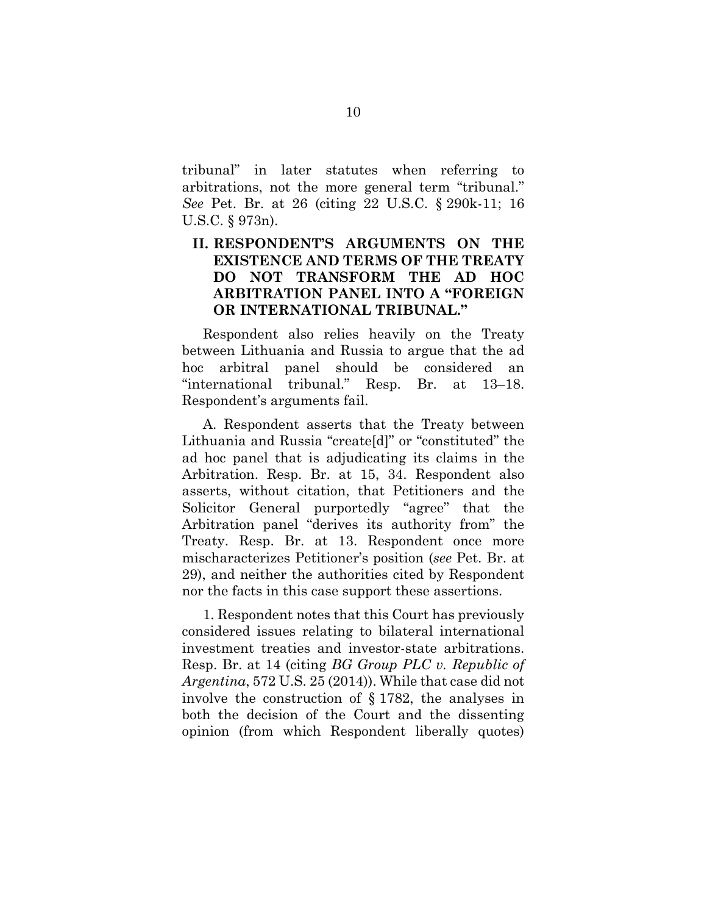tribunal" in later statutes when referring to arbitrations, not the more general term "tribunal." *See* Pet. Br. at 26 (citing 22 U.S.C. § 290k-11; 16 U.S.C. § 973n).

## II. RESPONDENT'S ARGUMENTS ON THE EXISTENCE AND TERMS OF THE TREATY DO NOT TRANSFORM THE AD HOC ARBITRATION PANEL INTO A "FOREIGN OR INTERNATIONAL TRIBUNAL."

Respondent also relies heavily on the Treaty between Lithuania and Russia to argue that the ad hoc arbitral panel should be considered an "international tribunal." Resp. Br. at 13–18. Respondent's arguments fail.

A. Respondent asserts that the Treaty between Lithuania and Russia "create[d]" or "constituted" the ad hoc panel that is adjudicating its claims in the Arbitration. Resp. Br. at 15, 34. Respondent also asserts, without citation, that Petitioners and the Solicitor General purportedly "agree" that the Arbitration panel "derives its authority from" the Treaty. Resp. Br. at 13. Respondent once more mischaracterizes Petitioner's position (*see* Pet. Br. at 29), and neither the authorities cited by Respondent nor the facts in this case support these assertions.

1. Respondent notes that this Court has previously considered issues relating to bilateral international investment treaties and investor-state arbitrations. Resp. Br. at 14 (citing *BG Group PLC v. Republic of Argentina*, 572 U.S. 25 (2014)). While that case did not involve the construction of § 1782, the analyses in both the decision of the Court and the dissenting opinion (from which Respondent liberally quotes)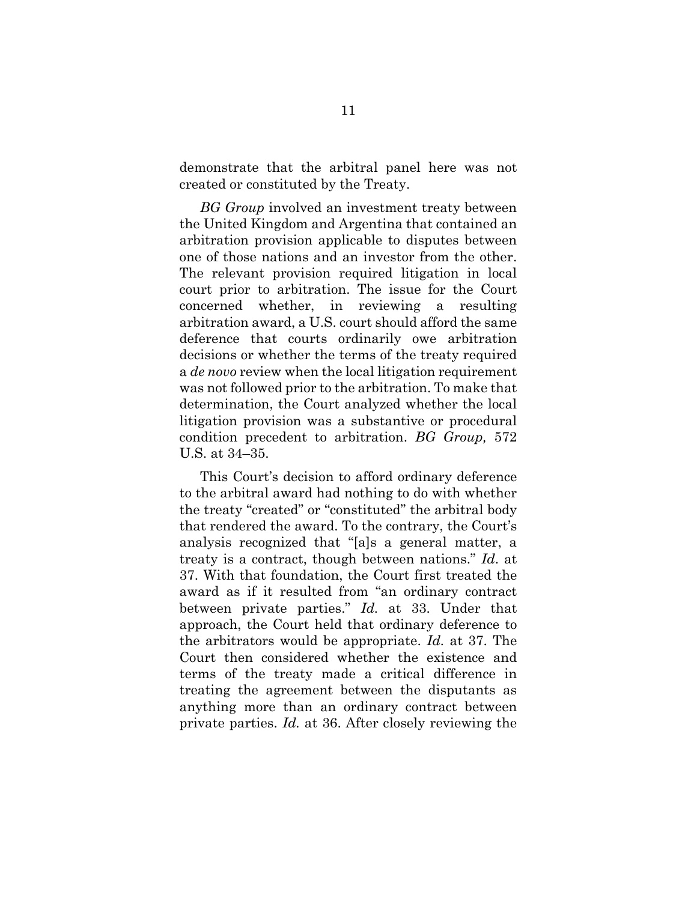demonstrate that the arbitral panel here was not created or constituted by the Treaty.

*BG Group* involved an investment treaty between the United Kingdom and Argentina that contained an arbitration provision applicable to disputes between one of those nations and an investor from the other. The relevant provision required litigation in local court prior to arbitration. The issue for the Court concerned whether, in reviewing a resulting arbitration award, a U.S. court should afford the same deference that courts ordinarily owe arbitration decisions or whether the terms of the treaty required a *de novo* review when the local litigation requirement was not followed prior to the arbitration. To make that determination, the Court analyzed whether the local litigation provision was a substantive or procedural condition precedent to arbitration. *BG Group,* 572 U.S. at 34–35.

This Court's decision to afford ordinary deference to the arbitral award had nothing to do with whether the treaty "created" or "constituted" the arbitral body that rendered the award. To the contrary, the Court's analysis recognized that "[a]s a general matter, a treaty is a contract, though between nations." *Id.* at 37. With that foundation, the Court first treated the award as if it resulted from "an ordinary contract between private parties." *Id.* at 33. Under that approach, the Court held that ordinary deference to the arbitrators would be appropriate. *Id.* at 37. The Court then considered whether the existence and terms of the treaty made a critical difference in treating the agreement between the disputants as anything more than an ordinary contract between private parties. *Id.* at 36. After closely reviewing the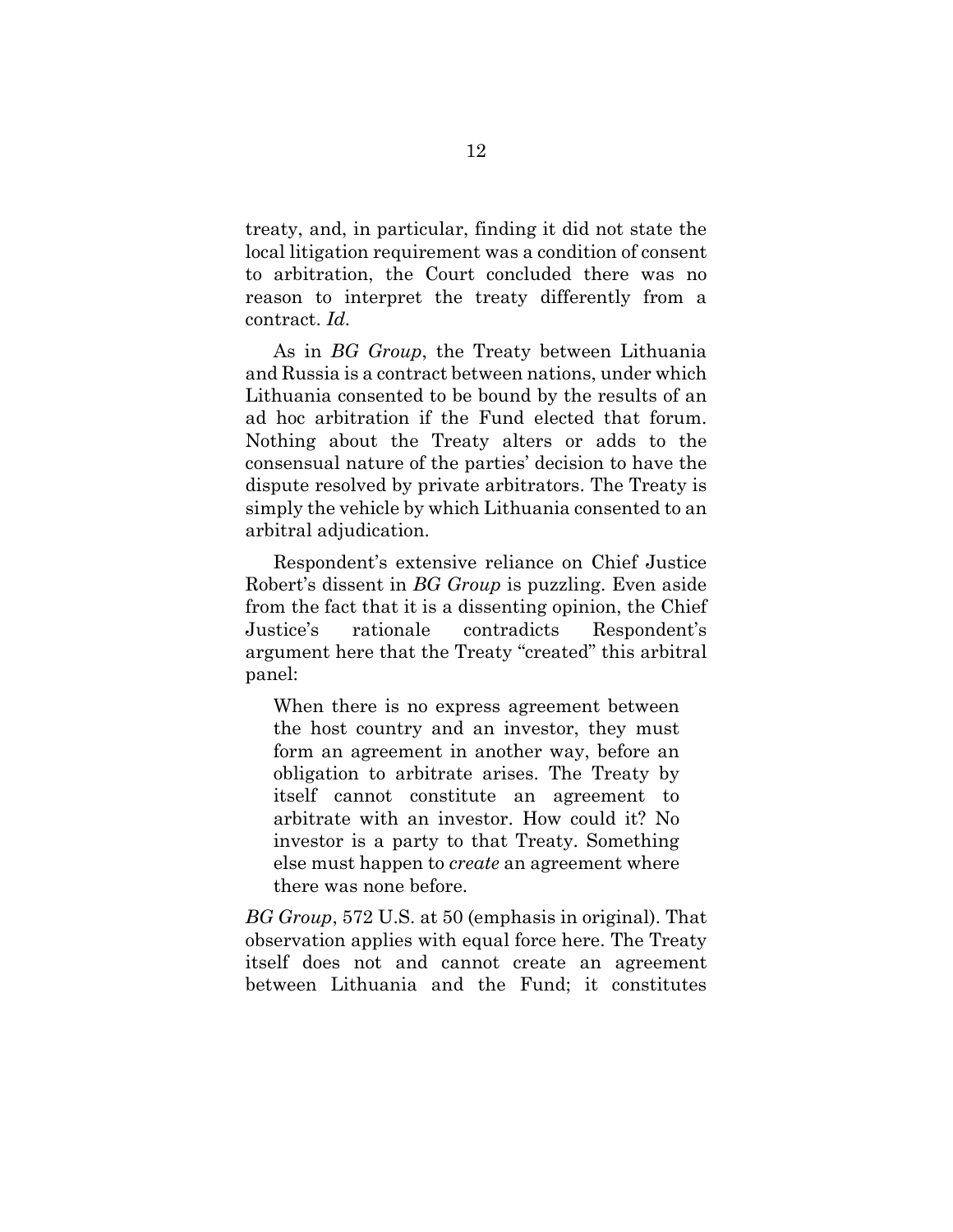treaty, and, in particular, finding it did not state the local litigation requirement was a condition of consent to arbitration, the Court concluded there was no reason to interpret the treaty differently from a contract. *Id.*

As in *BG Group*, the Treaty between Lithuania and Russia is a contract between nations, under which Lithuania consented to be bound by the results of an ad hoc arbitration if the Fund elected that forum. Nothing about the Treaty alters or adds to the consensual nature of the parties' decision to have the dispute resolved by private arbitrators. The Treaty is simply the vehicle by which Lithuania consented to an arbitral adjudication.

Respondent's extensive reliance on Chief Justice Robert's dissent in *BG Group* is puzzling. Even aside from the fact that it is a dissenting opinion, the Chief Justice's rationale contradicts Respondent's argument here that the Treaty "created" this arbitral panel:

> When there is no express agreement between the host country and an investor, they must form an agreement in another way, before an obligation to arbitrate arises. The Treaty by itself cannot constitute an agreement to arbitrate with an investor. How could it? No investor is a party to that Treaty. Something else must happen to *create* an agreement where there was none before.

*BG Group*, 572 U.S. at 50 (emphasis in original). That observation applies with equal force here. The Treaty itself does not and cannot create an agreement between Lithuania and the Fund; it constitutes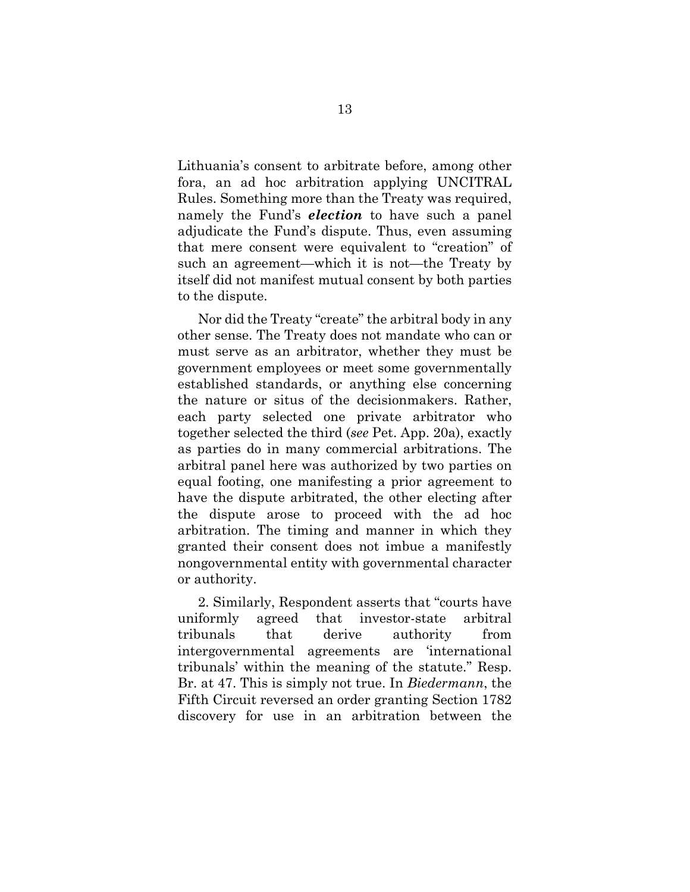Lithuania's consent to arbitrate before, among other fora, an ad hoc arbitration applying UNCITRAL Rules. Something more than the Treaty was required, namely the Fund's ***election*** to have such a panel adjudicate the Fund's dispute. Thus, even assuming that mere consent were equivalent to "creation" of such an agreement—which it is not—the Treaty by itself did not manifest mutual consent by both parties to the dispute.

Nor did the Treaty "create" the arbitral body in any other sense. The Treaty does not mandate who can or must serve as an arbitrator, whether they must be government employees or meet some governmentally established standards, or anything else concerning the nature or situs of the decisionmakers. Rather, each party selected one private arbitrator who together selected the third (*see* Pet. App. 20a), exactly as parties do in many commercial arbitrations. The arbitral panel here was authorized by two parties on equal footing, one manifesting a prior agreement to have the dispute arbitrated, the other electing after the dispute arose to proceed with the ad hoc arbitration. The timing and manner in which they granted their consent does not imbue a manifestly nongovernmental entity with governmental character or authority.

2. Similarly, Respondent asserts that "courts have uniformly agreed that investor-state arbitral tribunals that derive authority from intergovernmental agreements are 'international tribunals' within the meaning of the statute." Resp. Br. at 47. This is simply not true. In *Biedermann*, the Fifth Circuit reversed an order granting Section 1782 discovery for use in an arbitration between the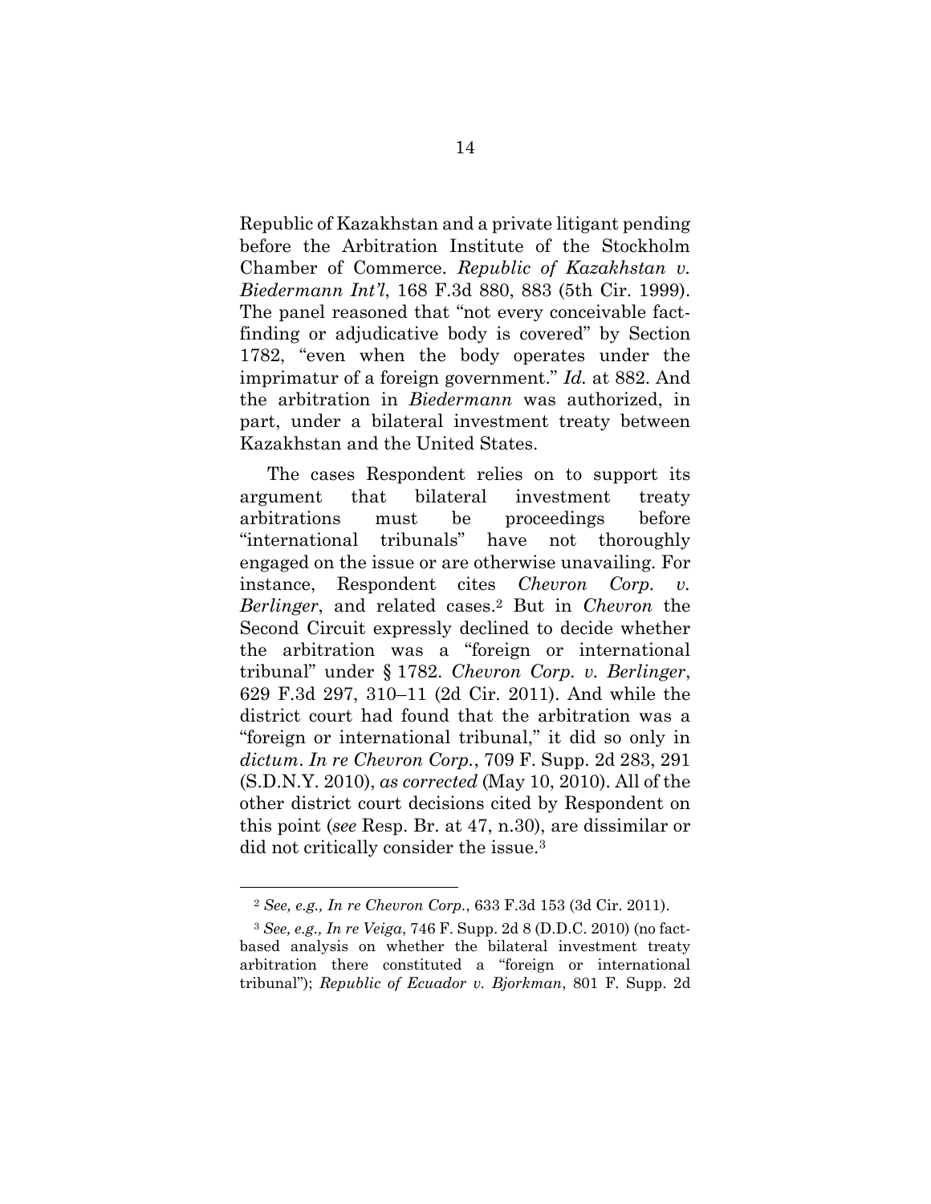Republic of Kazakhstan and a private litigant pending before the Arbitration Institute of the Stockholm Chamber of Commerce. *Republic of Kazakhstan v. Biedermann Int'l*, 168 F.3d 880, 883 (5th Cir. 1999). The panel reasoned that "not every conceivable fact-finding or adjudicative body is covered" by Section 1782, "even when the body operates under the imprimatur of a foreign government." *Id.* at 882. And the arbitration in *Biedermann* was authorized, in part, under a bilateral investment treaty between Kazakhstan and the United States.

The cases Respondent relies on to support its argument that bilateral investment treaty arbitrations must be proceedings before "international tribunals" have not thoroughly engaged on the issue or are otherwise unavailing. For instance, Respondent cites *Chevron Corp. v. Berlinger*, and related cases.[2] But in *Chevron* the Second Circuit expressly declined to decide whether the arbitration was a "foreign or international tribunal" under § 1782. *Chevron Corp. v. Berlinger*, 629 F.3d 297, 310–11 (2d Cir. 2011). And while the district court had found that the arbitration was a "foreign or international tribunal," it did so only in *dictum*. *In re Chevron Corp.*, 709 F. Supp. 2d 283, 291 (S.D.N.Y. 2010), *as corrected* (May 10, 2010). All of the other district court decisions cited by Respondent on this point (*see* Resp. Br. at 47, n.30), are dissimilar or did not critically consider the issue.[3]

---

[2] *See, e.g., In re Chevron Corp.*, 633 F.3d 153 (3d Cir. 2011).

[3] *See, e.g., In re Veiga*, 746 F. Supp. 2d 8 (D.D.C. 2010) (no fact-based analysis on whether the bilateral investment treaty arbitration there constituted a "foreign or international tribunal"); *Republic of Ecuador v. Bjorkman*, 801 F. Supp. 2d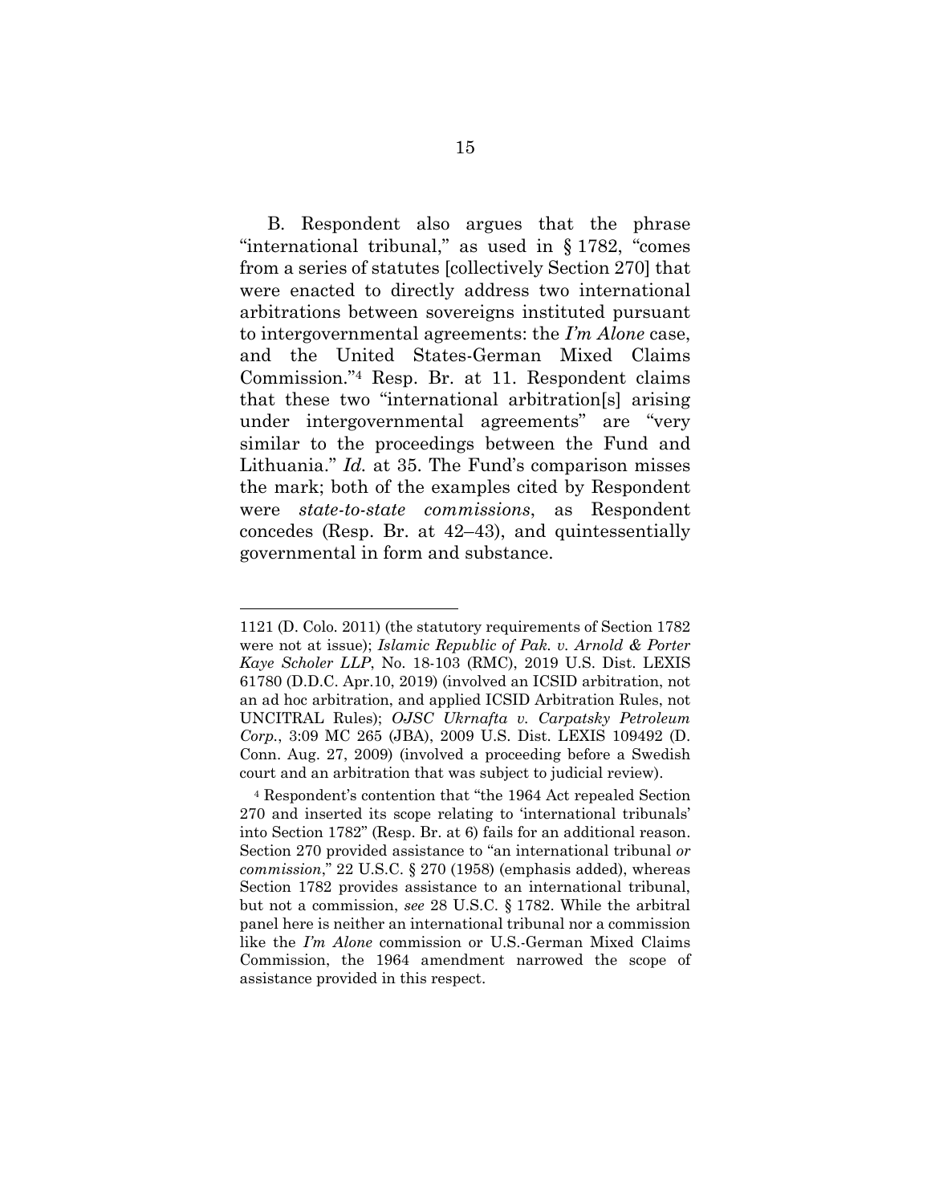B. Respondent also argues that the phrase "international tribunal," as used in § 1782, "comes from a series of statutes [collectively Section 270] that were enacted to directly address two international arbitrations between sovereigns instituted pursuant to intergovernmental agreements: the *I'm Alone* case, and the United States-German Mixed Claims Commission."[4] Resp. Br. at 11. Respondent claims that these two "international arbitration[s] arising under intergovernmental agreements" are "very similar to the proceedings between the Fund and Lithuania." *Id.* at 35. The Fund's comparison misses the mark; both of the examples cited by Respondent were *state-to-state commissions*, as Respondent concedes (Resp. Br. at 42–43), and quintessentially governmental in form and substance.

---

1121 (D. Colo. 2011) (the statutory requirements of Section 1782 were not at issue); *Islamic Republic of Pak. v. Arnold & Porter Kaye Scholer LLP*, No. 18-103 (RMC), 2019 U.S. Dist. LEXIS 61780 (D.D.C. Apr.10, 2019) (involved an ICSID arbitration, not an ad hoc arbitration, and applied ICSID Arbitration Rules, not UNCITRAL Rules); *OJSC Ukrnafta v. Carpatsky Petroleum Corp.*, 3:09 MC 265 (JBA), 2009 U.S. Dist. LEXIS 109492 (D. Conn. Aug. 27, 2009) (involved a proceeding before a Swedish court and an arbitration that was subject to judicial review).

[4] Respondent's contention that "the 1964 Act repealed Section 270 and inserted its scope relating to 'international tribunals' into Section 1782" (Resp. Br. at 6) fails for an additional reason. Section 270 provided assistance to "an international tribunal *or commission*," 22 U.S.C. § 270 (1958) (emphasis added), whereas Section 1782 provides assistance to an international tribunal, but not a commission, *see* 28 U.S.C. § 1782. While the arbitral panel here is neither an international tribunal nor a commission like the *I'm Alone* commission or U.S.-German Mixed Claims Commission, the 1964 amendment narrowed the scope of assistance provided in this respect.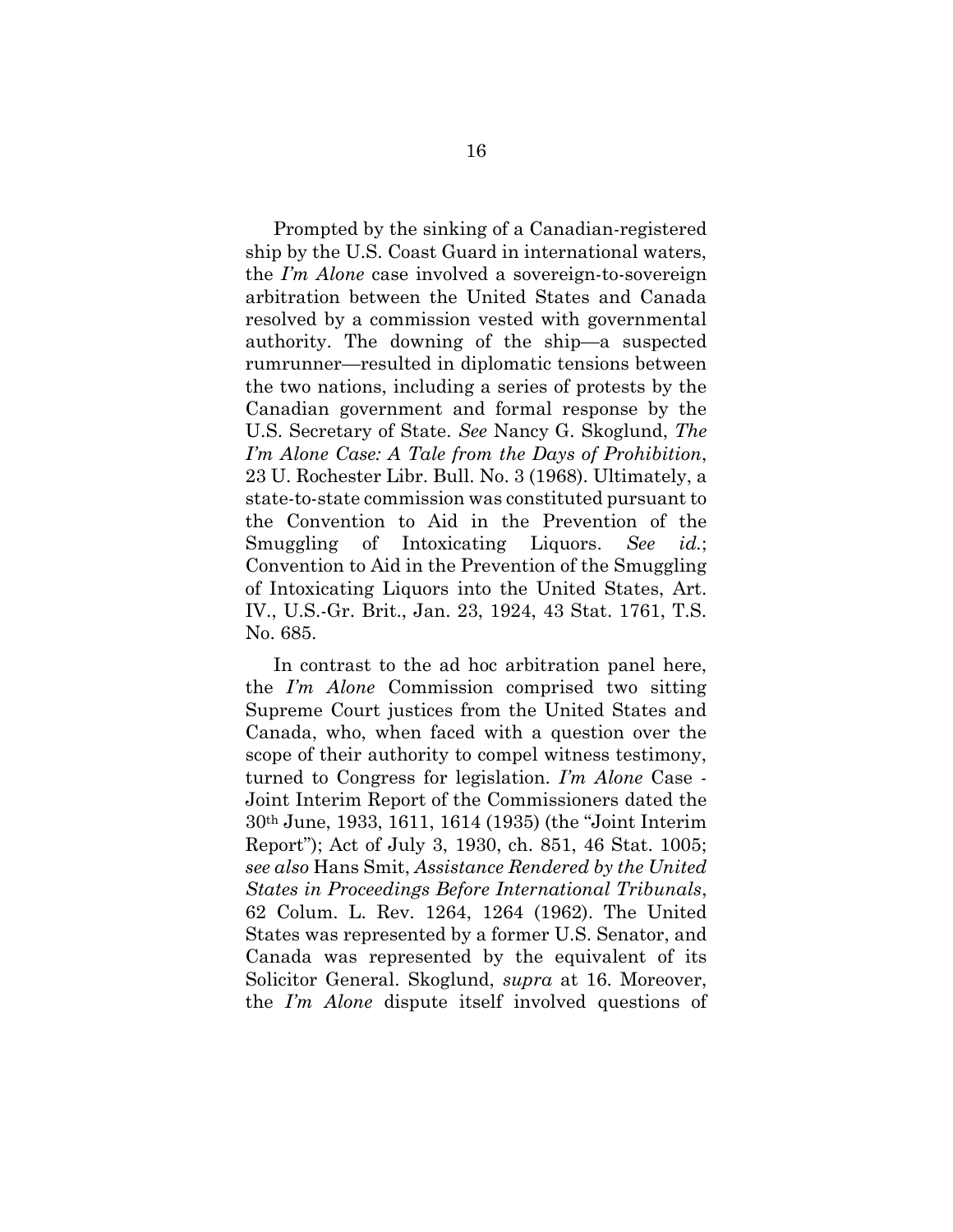Prompted by the sinking of a Canadian-registered ship by the U.S. Coast Guard in international waters, the *I'm Alone* case involved a sovereign-to-sovereign arbitration between the United States and Canada resolved by a commission vested with governmental authority. The downing of the ship—a suspected rumrunner—resulted in diplomatic tensions between the two nations, including a series of protests by the Canadian government and formal response by the U.S. Secretary of State. *See* Nancy G. Skoglund, *The I'm Alone Case: A Tale from the Days of Prohibition*, 23 U. Rochester Libr. Bull. No. 3 (1968). Ultimately, a state-to-state commission was constituted pursuant to the Convention to Aid in the Prevention of the Smuggling of Intoxicating Liquors. *See id.*; Convention to Aid in the Prevention of the Smuggling of Intoxicating Liquors into the United States, Art. IV., U.S.-Gr. Brit., Jan. 23, 1924, 43 Stat. 1761, T.S. No. 685.

In contrast to the ad hoc arbitration panel here, the *I'm Alone* Commission comprised two sitting Supreme Court justices from the United States and Canada, who, when faced with a question over the scope of their authority to compel witness testimony, turned to Congress for legislation. *I'm Alone* Case - Joint Interim Report of the Commissioners dated the 30th June, 1933, 1611, 1614 (1935) (the "Joint Interim Report"); Act of July 3, 1930, ch. 851, 46 Stat. 1005; *see also* Hans Smit, *Assistance Rendered by the United States in Proceedings Before International Tribunals*, 62 Colum. L. Rev. 1264, 1264 (1962). The United States was represented by a former U.S. Senator, and Canada was represented by the equivalent of its Solicitor General. Skoglund, *supra* at 16. Moreover, the *I'm Alone* dispute itself involved questions of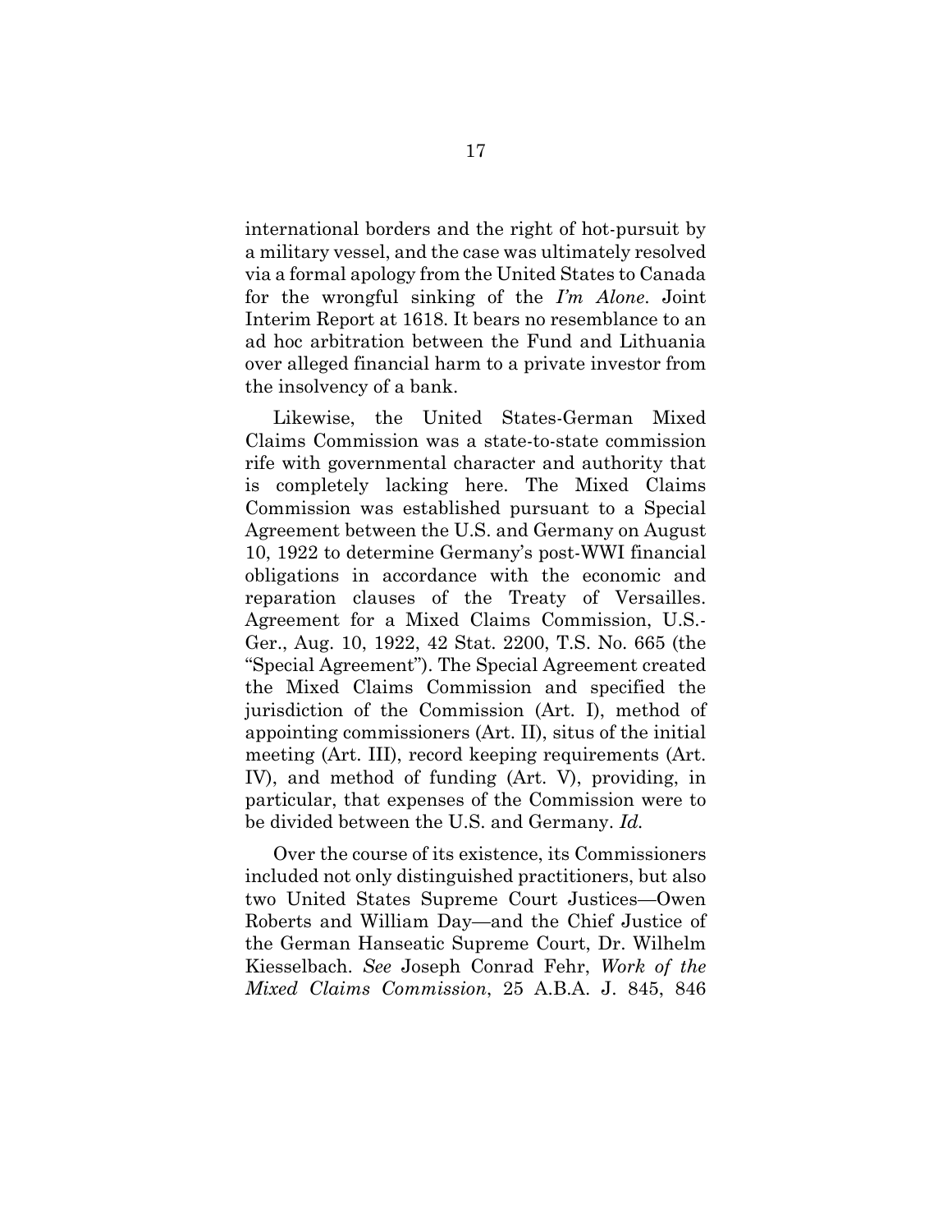international borders and the right of hot-pursuit by a military vessel, and the case was ultimately resolved via a formal apology from the United States to Canada for the wrongful sinking of the *I'm Alone*. Joint Interim Report at 1618. It bears no resemblance to an ad hoc arbitration between the Fund and Lithuania over alleged financial harm to a private investor from the insolvency of a bank.

Likewise, the United States-German Mixed Claims Commission was a state-to-state commission rife with governmental character and authority that is completely lacking here. The Mixed Claims Commission was established pursuant to a Special Agreement between the U.S. and Germany on August 10, 1922 to determine Germany's post-WWI financial obligations in accordance with the economic and reparation clauses of the Treaty of Versailles. Agreement for a Mixed Claims Commission, U.S.-Ger., Aug. 10, 1922, 42 Stat. 2200, T.S. No. 665 (the "Special Agreement"). The Special Agreement created the Mixed Claims Commission and specified the jurisdiction of the Commission (Art. I), method of appointing commissioners (Art. II), situs of the initial meeting (Art. III), record keeping requirements (Art. IV), and method of funding (Art. V), providing, in particular, that expenses of the Commission were to be divided between the U.S. and Germany. *Id.*

Over the course of its existence, its Commissioners included not only distinguished practitioners, but also two United States Supreme Court Justices—Owen Roberts and William Day—and the Chief Justice of the German Hanseatic Supreme Court, Dr. Wilhelm Kiesselbach. *See* Joseph Conrad Fehr, *Work of the Mixed Claims Commission*, 25 A.B.A. J. 845, 846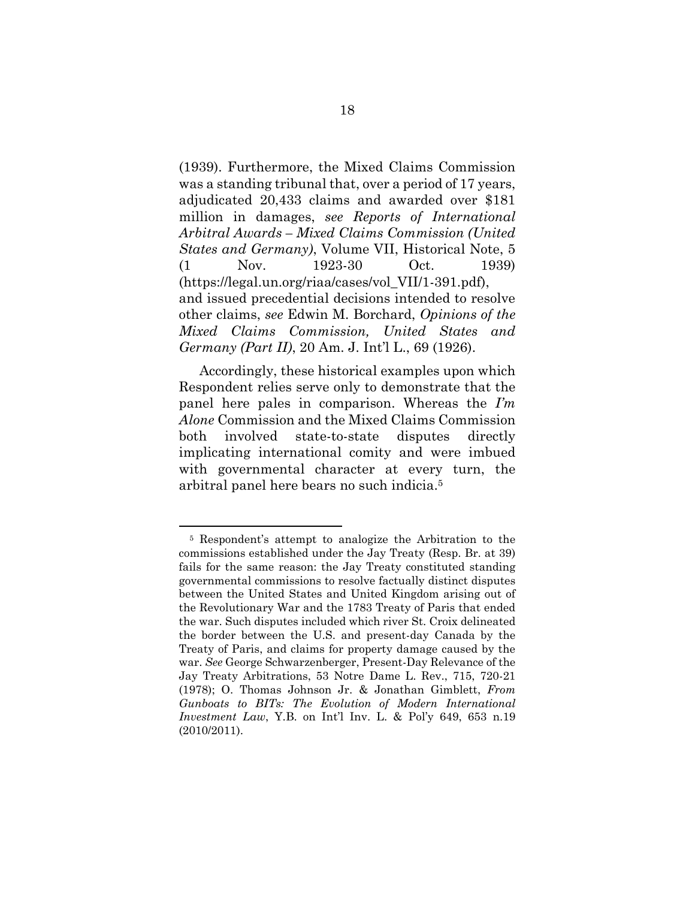(1939). Furthermore, the Mixed Claims Commission was a standing tribunal that, over a period of 17 years, adjudicated 20,433 claims and awarded over $181 million in damages, *see Reports of International Arbitral Awards – Mixed Claims Commission (United States and Germany)*, Volume VII, Historical Note, 5 (1 Nov. 1923-30 Oct. 1939) (https://legal.un.org/riaa/cases/vol_VII/1-391.pdf), and issued precedential decisions intended to resolve other claims, *see* Edwin M. Borchard, *Opinions of the Mixed Claims Commission, United States and Germany (Part II)*, 20 Am. J. Int'l L., 69 (1926).

Accordingly, these historical examples upon which Respondent relies serve only to demonstrate that the panel here pales in comparison. Whereas the *I'm Alone* Commission and the Mixed Claims Commission both involved state-to-state disputes directly implicating international comity and were imbued with governmental character at every turn, the arbitral panel here bears no such indicia.[5]

[5] Respondent's attempt to analogize the Arbitration to the commissions established under the Jay Treaty (Resp. Br. at 39) fails for the same reason: the Jay Treaty constituted standing governmental commissions to resolve factually distinct disputes between the United States and United Kingdom arising out of the Revolutionary War and the 1783 Treaty of Paris that ended the war. Such disputes included which river St. Croix delineated the border between the U.S. and present-day Canada by the Treaty of Paris, and claims for property damage caused by the war. *See* George Schwarzenberger, Present-Day Relevance of the Jay Treaty Arbitrations, 53 Notre Dame L. Rev., 715, 720-21 (1978); O. Thomas Johnson Jr. & Jonathan Gimblett, *From Gunboats to BITs: The Evolution of Modern International Investment Law*, Y.B. on Int'l Inv. L. & Pol'y 649, 653 n.19 (2010/2011).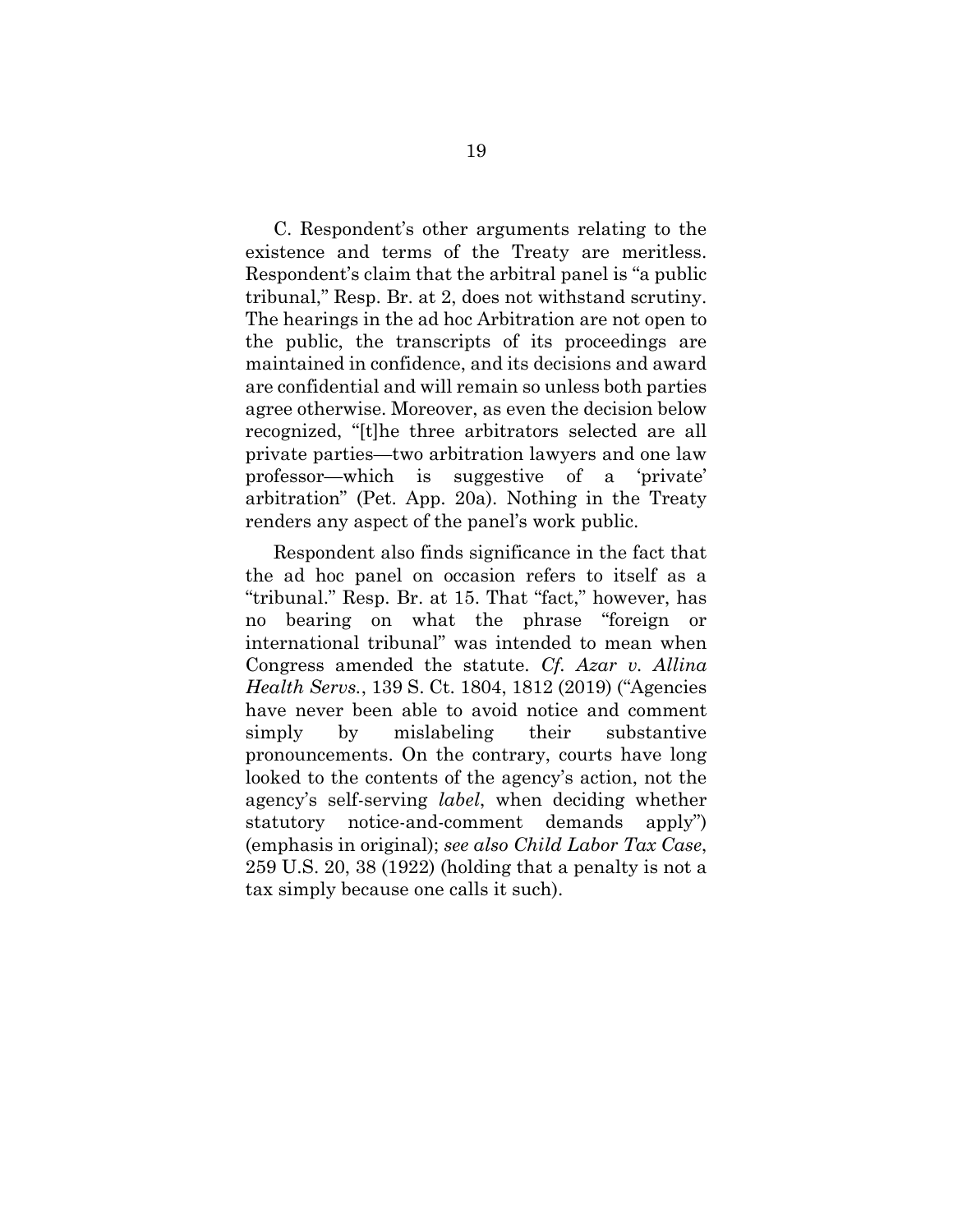C. Respondent's other arguments relating to the existence and terms of the Treaty are meritless. Respondent's claim that the arbitral panel is "a public tribunal," Resp. Br. at 2, does not withstand scrutiny. The hearings in the ad hoc Arbitration are not open to the public, the transcripts of its proceedings are maintained in confidence, and its decisions and award are confidential and will remain so unless both parties agree otherwise. Moreover, as even the decision below recognized, "[t]he three arbitrators selected are all private parties—two arbitration lawyers and one law professor—which is suggestive of a 'private' arbitration" (Pet. App. 20a). Nothing in the Treaty renders any aspect of the panel's work public.

Respondent also finds significance in the fact that the ad hoc panel on occasion refers to itself as a "tribunal." Resp. Br. at 15. That "fact," however, has no bearing on what the phrase "foreign or international tribunal" was intended to mean when Congress amended the statute. *Cf. Azar v. Allina Health Servs.*, 139 S. Ct. 1804, 1812 (2019) ("Agencies have never been able to avoid notice and comment simply by mislabeling their substantive pronouncements. On the contrary, courts have long looked to the contents of the agency's action, not the agency's self-serving *label*, when deciding whether statutory notice-and-comment demands apply") (emphasis in original); *see also Child Labor Tax Case*, 259 U.S. 20, 38 (1922) (holding that a penalty is not a tax simply because one calls it such).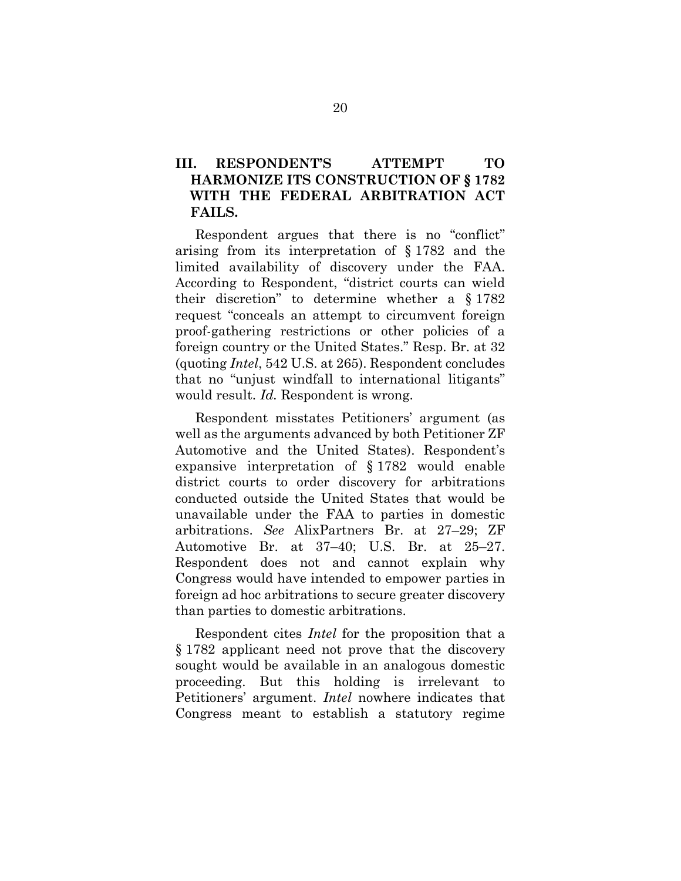## III. RESPONDENT'S ATTEMPT TO HARMONIZE ITS CONSTRUCTION OF § 1782 WITH THE FEDERAL ARBITRATION ACT FAILS.

Respondent argues that there is no "conflict" arising from its interpretation of § 1782 and the limited availability of discovery under the FAA. According to Respondent, "district courts can wield their discretion" to determine whether a § 1782 request "conceals an attempt to circumvent foreign proof-gathering restrictions or other policies of a foreign country or the United States." Resp. Br. at 32 (quoting *Intel*, 542 U.S. at 265). Respondent concludes that no "unjust windfall to international litigants" would result. *Id.* Respondent is wrong.

Respondent misstates Petitioners' argument (as well as the arguments advanced by both Petitioner ZF Automotive and the United States). Respondent's expansive interpretation of § 1782 would enable district courts to order discovery for arbitrations conducted outside the United States that would be unavailable under the FAA to parties in domestic arbitrations. *See* AlixPartners Br. at 27–29; ZF Automotive Br. at 37–40; U.S. Br. at 25–27. Respondent does not and cannot explain why Congress would have intended to empower parties in foreign ad hoc arbitrations to secure greater discovery than parties to domestic arbitrations.

Respondent cites *Intel* for the proposition that a § 1782 applicant need not prove that the discovery sought would be available in an analogous domestic proceeding. But this holding is irrelevant to Petitioners' argument. *Intel* nowhere indicates that Congress meant to establish a statutory regime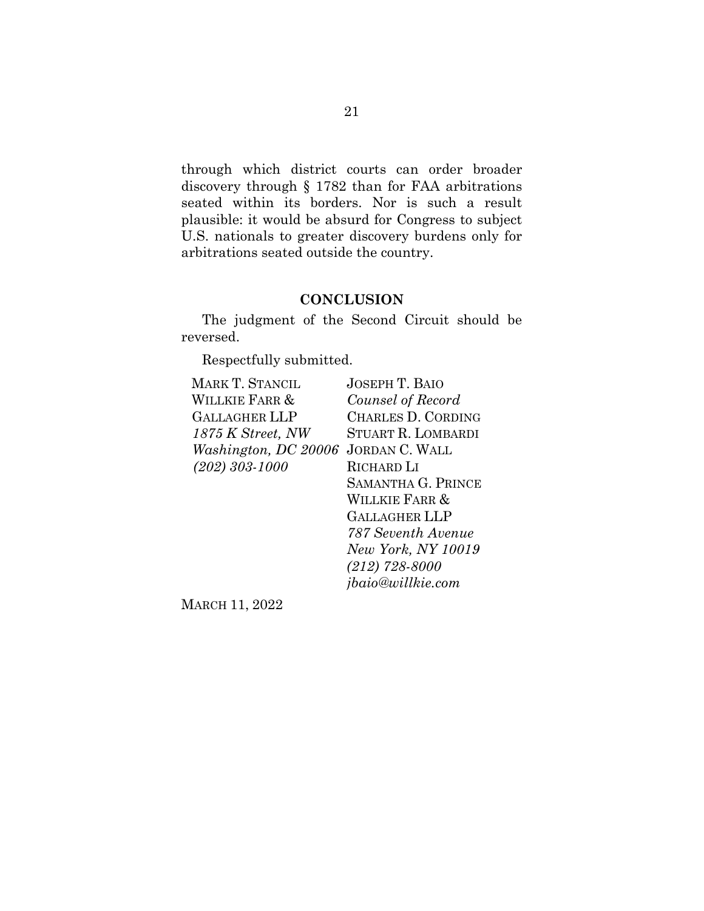through which district courts can order broader discovery through § 1782 than for FAA arbitrations seated within its borders. Nor is such a result plausible: it would be absurd for Congress to subject U.S. nationals to greater discovery burdens only for arbitrations seated outside the country.

## CONCLUSION

The judgment of the Second Circuit should be reversed.

Respectfully submitted.

MARK T. STANCIL
WILLKIE FARR &
GALLAGHER LLP
*1875 K Street, NW*
*Washington, DC 20006*
*(202) 303-1000*

JOSEPH T. BAIO
*Counsel of Record*
CHARLES D. CORDING
STUART R. LOMBARDI
JORDAN C. WALL
RICHARD LI
SAMANTHA G. PRINCE
WILLKIE FARR &
GALLAGHER LLP
*787 Seventh Avenue*
*New York, NY 10019*
*(212) 728-8000*
*jbaio@willkie.com*

MARCH 11, 2022